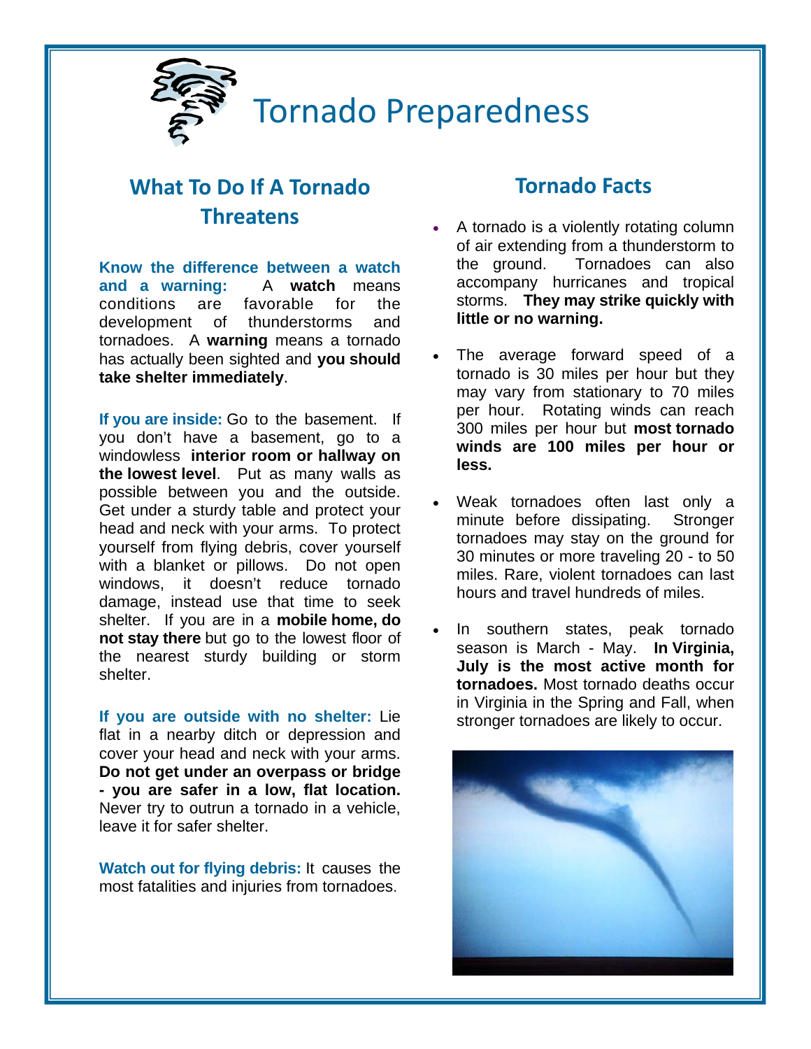# Tornado Preparedness

## What To Do If A Tornado Threatens

**Know the difference between a watch and a warning:** A **watch** means conditions are favorable for the development of thunderstorms and tornadoes. A **warning** means a tornado has actually been sighted and **you should take shelter immediately**.

**If you are inside:** Go to the basement. If you don't have a basement, go to a windowless **interior room or hallway on the lowest level**. Put as many walls as possible between you and the outside. Get under a sturdy table and protect your head and neck with your arms. To protect yourself from flying debris, cover yourself with a blanket or pillows. Do not open windows, it doesn't reduce tornado damage, instead use that time to seek shelter. If you are in a **mobile home, do not stay there** but go to the lowest floor of the nearest sturdy building or storm shelter.

**If you are outside with no shelter:** Lie flat in a nearby ditch or depression and cover your head and neck with your arms. **Do not get under an overpass or bridge - you are safer in a low, flat location.** Never try to outrun a tornado in a vehicle, leave it for safer shelter.

**Watch out for flying debris:** It causes the most fatalities and injuries from tornadoes.

## Tornado Facts

- A tornado is a violently rotating column of air extending from a thunderstorm to the ground. Tornadoes can also accompany hurricanes and tropical storms. **They may strike quickly with little or no warning.**
- The average forward speed of a tornado is 30 miles per hour but they may vary from stationary to 70 miles per hour. Rotating winds can reach 300 miles per hour but **most tornado winds are 100 miles per hour or less.**
- Weak tornadoes often last only a minute before dissipating. Stronger tornadoes may stay on the ground for 30 minutes or more traveling 20 - to 50 miles. Rare, violent tornadoes can last hours and travel hundreds of miles.
- In southern states, peak tornado season is March - May. **In Virginia, July is the most active month for tornadoes.** Most tornado deaths occur in Virginia in the Spring and Fall, when stronger tornadoes are likely to occur.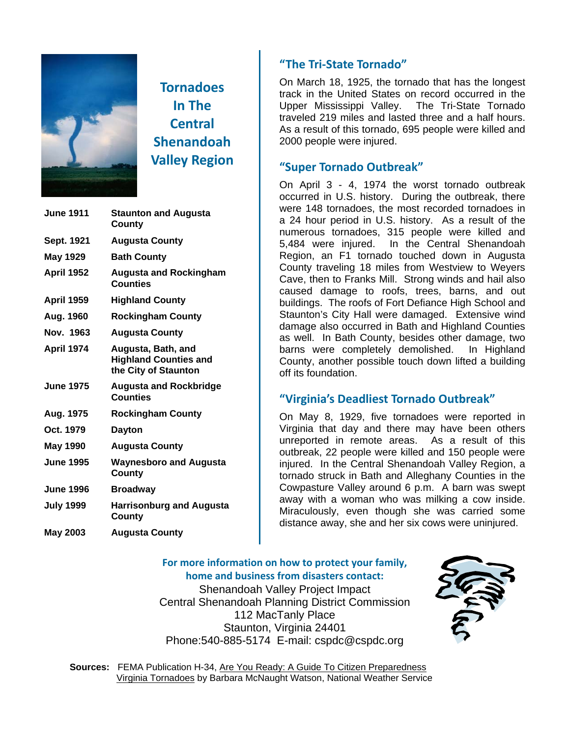# Tornadoes In The Central Shenandoah Valley Region

| | |
|---|---|
| **June 1911** | **Staunton and Augusta County** |
| **Sept. 1921** | **Augusta County** |
| **May 1929** | **Bath County** |
| **April 1952** | **Augusta and Rockingham Counties** |
| **April 1959** | **Highland County** |
| **Aug. 1960** | **Rockingham County** |
| **Nov. 1963** | **Augusta County** |
| **April 1974** | **Augusta, Bath, and Highland Counties and the City of Staunton** |
| **June 1975** | **Augusta and Rockbridge Counties** |
| **Aug. 1975** | **Rockingham County** |
| **Oct. 1979** | **Dayton** |
| **May 1990** | **Augusta County** |
| **June 1995** | **Waynesboro and Augusta County** |
| **June 1996** | **Broadway** |
| **July 1999** | **Harrisonburg and Augusta County** |
| **May 2003** | **Augusta County** |

## "The Tri-State Tornado"

On March 18, 1925, the tornado that has the longest track in the United States on record occurred in the Upper Mississippi Valley. The Tri-State Tornado traveled 219 miles and lasted three and a half hours. As a result of this tornado, 695 people were killed and 2000 people were injured.

## "Super Tornado Outbreak"

On April 3 - 4, 1974 the worst tornado outbreak occurred in U.S. history. During the outbreak, there were 148 tornadoes, the most recorded tornadoes in a 24 hour period in U.S. history. As a result of the numerous tornadoes, 315 people were killed and 5,484 were injured. In the Central Shenandoah Region, an F1 tornado touched down in Augusta County traveling 18 miles from Westview to Weyers Cave, then to Franks Mill. Strong winds and hail also caused damage to roofs, trees, barns, and out buildings. The roofs of Fort Defiance High School and Staunton's City Hall were damaged. Extensive wind damage also occurred in Bath and Highland Counties as well. In Bath County, besides other damage, two barns were completely demolished. In Highland County, another possible touch down lifted a building off its foundation.

## "Virginia's Deadliest Tornado Outbreak"

On May 8, 1929, five tornadoes were reported in Virginia that day and there may have been others unreported in remote areas. As a result of this outbreak, 22 people were killed and 150 people were injured. In the Central Shenandoah Valley Region, a tornado struck in Bath and Alleghany Counties in the Cowpasture Valley around 6 p.m. A barn was swept away with a woman who was milking a cow inside. Miraculously, even though she was carried some distance away, she and her six cows were uninjured.

**For more information on how to protect your family, home and business from disasters contact:**

Shenandoah Valley Project Impact
Central Shenandoah Planning District Commission
112 MacTanly Place
Staunton, Virginia 24401
Phone:540-885-5174 E-mail: cspdc@cspdc.org

**Sources:** FEMA Publication H-34, Are You Ready: A Guide To Citizen Preparedness
Virginia Tornadoes by Barbara McNaught Watson, National Weather Service